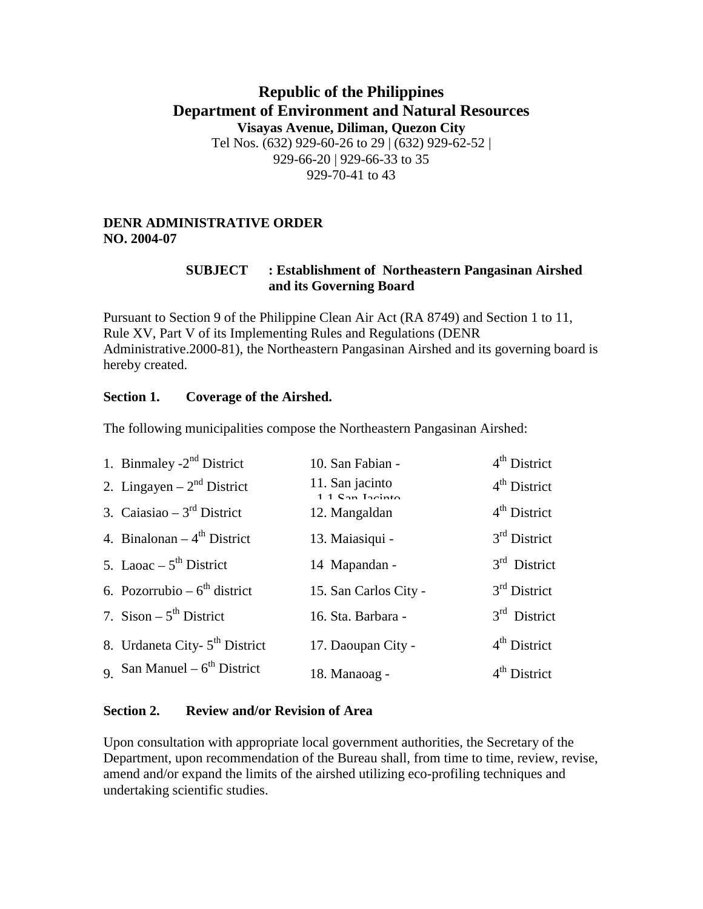# Republic of the Philippines
# Department of Environment and Natural Resources

**Visayas Avenue, Diliman, Quezon City**

Tel Nos. (632) 929-60-26 to 29 | (632) 929-62-52 |
929-66-20 | 929-66-33 to 35
929-70-41 to 43

**DENR ADMINISTRATIVE ORDER**
**NO. 2004-07**

**SUBJECT : Establishment of Northeastern Pangasinan Airshed and its Governing Board**

Pursuant to Section 9 of the Philippine Clean Air Act (RA 8749) and Section 1 to 11, Rule XV, Part V of its Implementing Rules and Regulations (DENR Administrative.2000-81), the Northeastern Pangasinan Airshed and its governing board is hereby created.

**Section 1. Coverage of the Airshed.**

The following municipalities compose the Northeastern Pangasinan Airshed:

1. Binmaley -2nd District
2. Lingayen – 2nd District
3. Caiasiao – 3rd District
4. Binalonan – 4th District
5. Laoac – 5th District
6. Pozorrubio – 6th district
7. Sison – 5th District
8. Urdaneta City- 5th District
9. San Manuel – 6th District
10. San Fabian - 4th District
11. San jacinto 1.1 San Jacinto 4th District
12. Mangaldan 4th District
13. Maiasiqui - 3rd District
14 Mapandan - 3rd District
15. San Carlos City - 3rd District
16. Sta. Barbara - 3rd District
17. Daoupan City - 4th District
18. Manaoag - 4th District

**Section 2. Review and/or Revision of Area**

Upon consultation with appropriate local government authorities, the Secretary of the Department, upon recommendation of the Bureau shall, from time to time, review, revise, amend and/or expand the limits of the airshed utilizing eco-profiling techniques and undertaking scientific studies.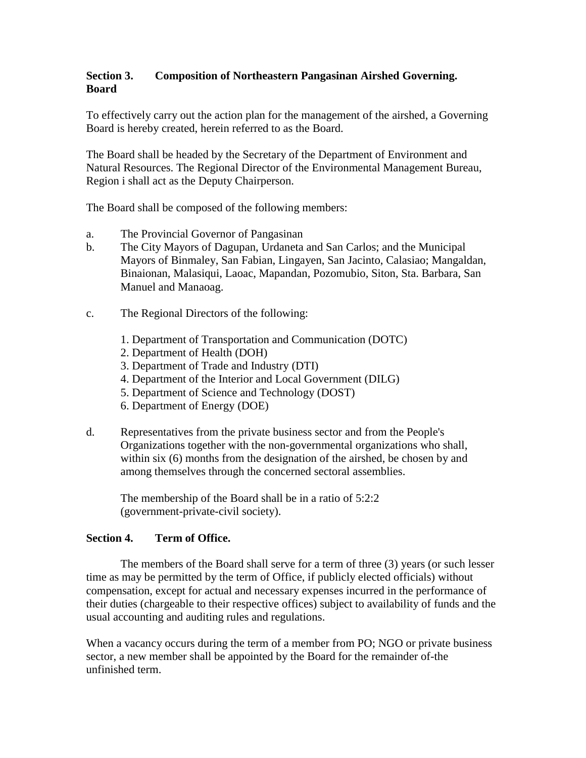**Section 3. Composition of Northeastern Pangasinan Airshed Governing. Board**

To effectively carry out the action plan for the management of the airshed, a Governing Board is hereby created, herein referred to as the Board.

The Board shall be headed by the Secretary of the Department of Environment and Natural Resources. The Regional Director of the Environmental Management Bureau, Region i shall act as the Deputy Chairperson.

The Board shall be composed of the following members:

a. The Provincial Governor of Pangasinan

b. The City Mayors of Dagupan, Urdaneta and San Carlos; and the Municipal Mayors of Binmaley, San Fabian, Lingayen, San Jacinto, Calasiao; Mangaldan, Binaionan, Malasiqui, Laoac, Mapandan, Pozomubio, Siton, Sta. Barbara, San Manuel and Manaoag.

c. The Regional Directors of the following:

   1. Department of Transportation and Communication (DOTC)
   2. Department of Health (DOH)
   3. Department of Trade and Industry (DTI)
   4. Department of the Interior and Local Government (DILG)
   5. Department of Science and Technology (DOST)
   6. Department of Energy (DOE)

d. Representatives from the private business sector and from the People's Organizations together with the non-governmental organizations who shall, within six (6) months from the designation of the airshed, be chosen by and among themselves through the concerned sectoral assemblies.

   The membership of the Board shall be in a ratio of 5:2:2 (government-private-civil society).

**Section 4. Term of Office.**

The members of the Board shall serve for a term of three (3) years (or such lesser time as may be permitted by the term of Office, if publicly elected officials) without compensation, except for actual and necessary expenses incurred in the performance of their duties (chargeable to their respective offices) subject to availability of funds and the usual accounting and auditing rules and regulations.

When a vacancy occurs during the term of a member from PO; NGO or private business sector, a new member shall be appointed by the Board for the remainder of-the unfinished term.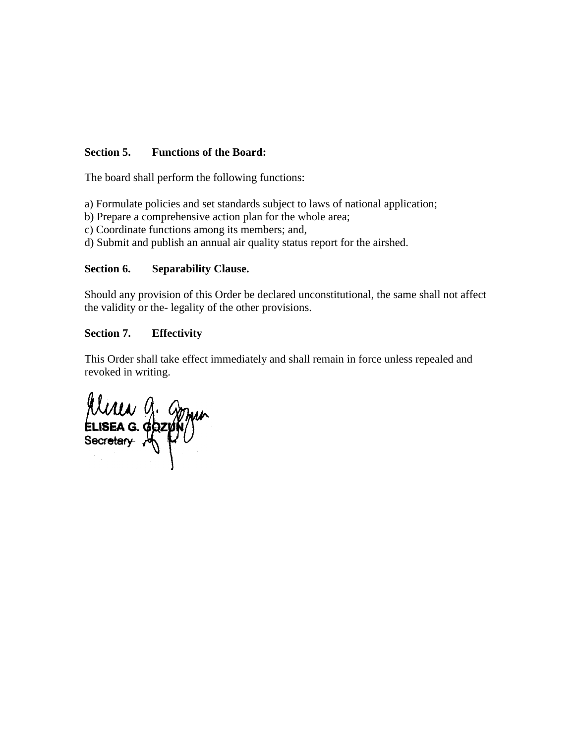**Section 5. Functions of the Board:**

The board shall perform the following functions:

a) Formulate policies and set standards subject to laws of national application;
b) Prepare a comprehensive action plan for the whole area;
c) Coordinate functions among its members; and,
d) Submit and publish an annual air quality status report for the airshed.

**Section 6. Separability Clause.**

Should any provision of this Order be declared unconstitutional, the same shall not affect the validity or the- legality of the other provisions.

**Section 7. Effectivity**

This Order shall take effect immediately and shall remain in force unless repealed and revoked in writing.

**ELISEA G. GOZUN**
Secretary